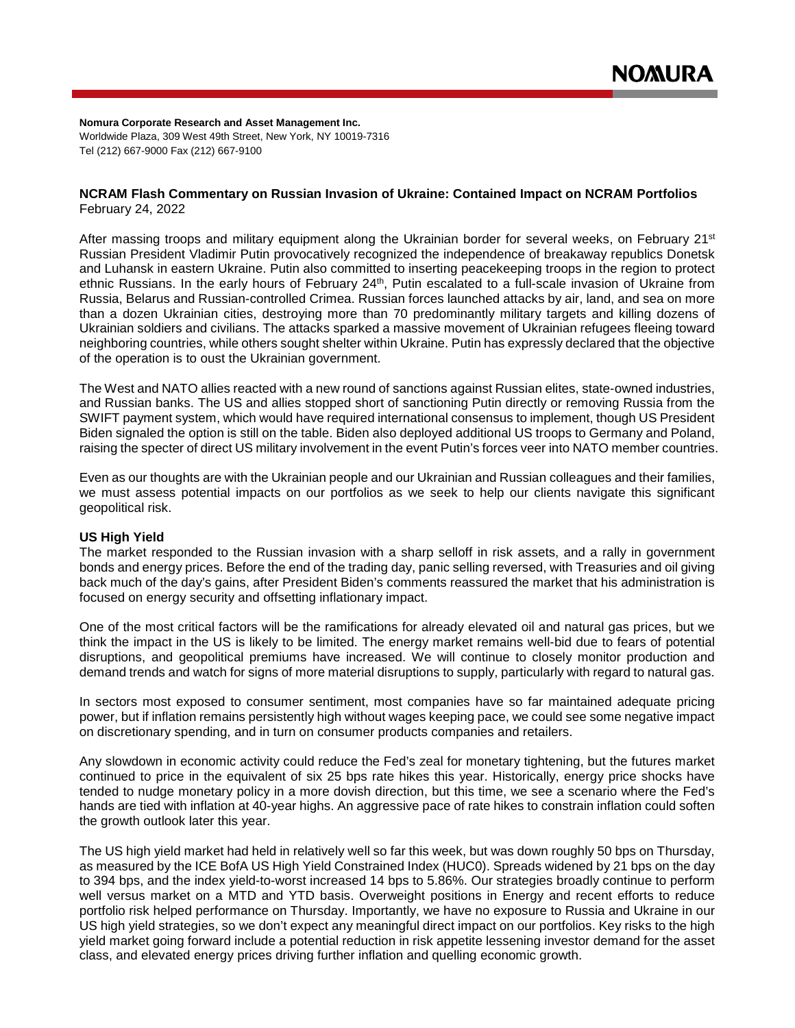**Nomura Corporate Research and Asset Management Inc.**
Worldwide Plaza, 309 West 49th Street, New York, NY 10019-7316
Tel (212) 667-9000 Fax (212) 667-9100

**NCRAM Flash Commentary on Russian Invasion of Ukraine: Contained Impact on NCRAM Portfolios**
February 24, 2022

After massing troops and military equipment along the Ukrainian border for several weeks, on February 21st Russian President Vladimir Putin provocatively recognized the independence of breakaway republics Donetsk and Luhansk in eastern Ukraine. Putin also committed to inserting peacekeeping troops in the region to protect ethnic Russians. In the early hours of February 24th, Putin escalated to a full-scale invasion of Ukraine from Russia, Belarus and Russian-controlled Crimea. Russian forces launched attacks by air, land, and sea on more than a dozen Ukrainian cities, destroying more than 70 predominantly military targets and killing dozens of Ukrainian soldiers and civilians. The attacks sparked a massive movement of Ukrainian refugees fleeing toward neighboring countries, while others sought shelter within Ukraine. Putin has expressly declared that the objective of the operation is to oust the Ukrainian government.

The West and NATO allies reacted with a new round of sanctions against Russian elites, state-owned industries, and Russian banks. The US and allies stopped short of sanctioning Putin directly or removing Russia from the SWIFT payment system, which would have required international consensus to implement, though US President Biden signaled the option is still on the table. Biden also deployed additional US troops to Germany and Poland, raising the specter of direct US military involvement in the event Putin's forces veer into NATO member countries.

Even as our thoughts are with the Ukrainian people and our Ukrainian and Russian colleagues and their families, we must assess potential impacts on our portfolios as we seek to help our clients navigate this significant geopolitical risk.

**US High Yield**

The market responded to the Russian invasion with a sharp selloff in risk assets, and a rally in government bonds and energy prices. Before the end of the trading day, panic selling reversed, with Treasuries and oil giving back much of the day's gains, after President Biden's comments reassured the market that his administration is focused on energy security and offsetting inflationary impact.

One of the most critical factors will be the ramifications for already elevated oil and natural gas prices, but we think the impact in the US is likely to be limited. The energy market remains well-bid due to fears of potential disruptions, and geopolitical premiums have increased. We will continue to closely monitor production and demand trends and watch for signs of more material disruptions to supply, particularly with regard to natural gas.

In sectors most exposed to consumer sentiment, most companies have so far maintained adequate pricing power, but if inflation remains persistently high without wages keeping pace, we could see some negative impact on discretionary spending, and in turn on consumer products companies and retailers.

Any slowdown in economic activity could reduce the Fed's zeal for monetary tightening, but the futures market continued to price in the equivalent of six 25 bps rate hikes this year. Historically, energy price shocks have tended to nudge monetary policy in a more dovish direction, but this time, we see a scenario where the Fed's hands are tied with inflation at 40-year highs. An aggressive pace of rate hikes to constrain inflation could soften the growth outlook later this year.

The US high yield market had held in relatively well so far this week, but was down roughly 50 bps on Thursday, as measured by the ICE BofA US High Yield Constrained Index (HUC0). Spreads widened by 21 bps on the day to 394 bps, and the index yield-to-worst increased 14 bps to 5.86%. Our strategies broadly continue to perform well versus market on a MTD and YTD basis. Overweight positions in Energy and recent efforts to reduce portfolio risk helped performance on Thursday. Importantly, we have no exposure to Russia and Ukraine in our US high yield strategies, so we don't expect any meaningful direct impact on our portfolios. Key risks to the high yield market going forward include a potential reduction in risk appetite lessening investor demand for the asset class, and elevated energy prices driving further inflation and quelling economic growth.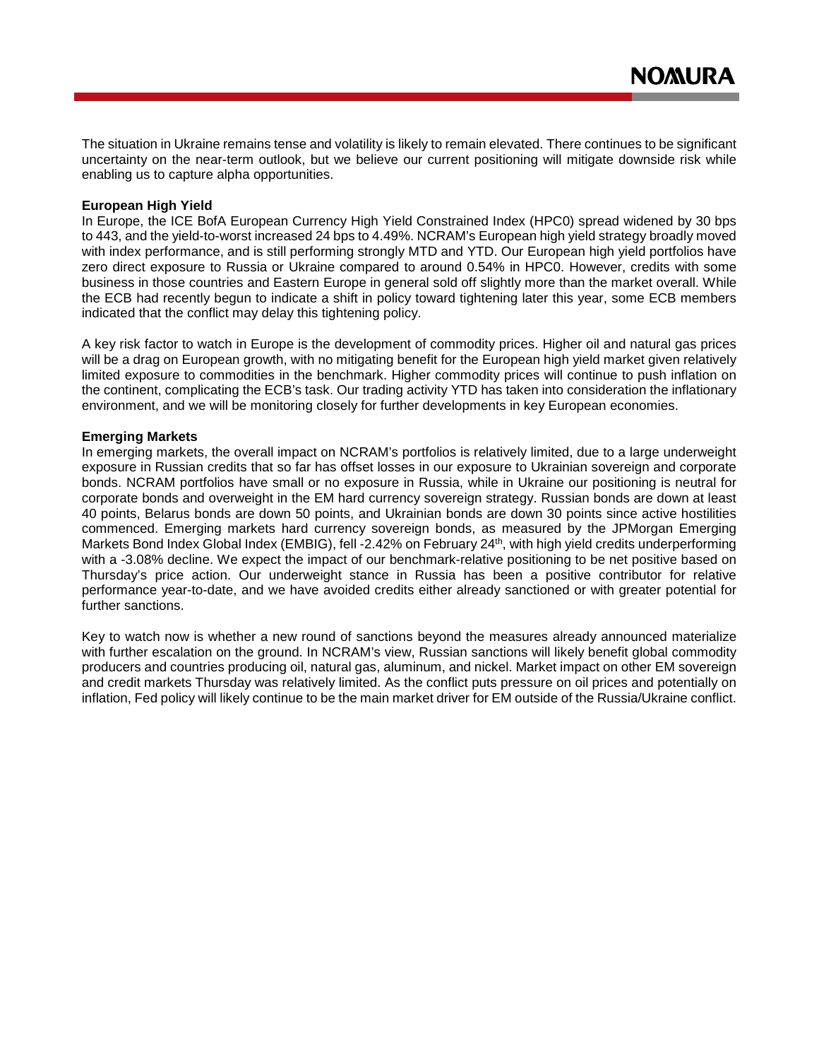The situation in Ukraine remains tense and volatility is likely to remain elevated. There continues to be significant uncertainty on the near-term outlook, but we believe our current positioning will mitigate downside risk while enabling us to capture alpha opportunities.

**European High Yield**

In Europe, the ICE BofA European Currency High Yield Constrained Index (HPC0) spread widened by 30 bps to 443, and the yield-to-worst increased 24 bps to 4.49%. NCRAM's European high yield strategy broadly moved with index performance, and is still performing strongly MTD and YTD. Our European high yield portfolios have zero direct exposure to Russia or Ukraine compared to around 0.54% in HPC0. However, credits with some business in those countries and Eastern Europe in general sold off slightly more than the market overall. While the ECB had recently begun to indicate a shift in policy toward tightening later this year, some ECB members indicated that the conflict may delay this tightening policy.

A key risk factor to watch in Europe is the development of commodity prices. Higher oil and natural gas prices will be a drag on European growth, with no mitigating benefit for the European high yield market given relatively limited exposure to commodities in the benchmark. Higher commodity prices will continue to push inflation on the continent, complicating the ECB's task. Our trading activity YTD has taken into consideration the inflationary environment, and we will be monitoring closely for further developments in key European economies.

**Emerging Markets**

In emerging markets, the overall impact on NCRAM's portfolios is relatively limited, due to a large underweight exposure in Russian credits that so far has offset losses in our exposure to Ukrainian sovereign and corporate bonds. NCRAM portfolios have small or no exposure in Russia, while in Ukraine our positioning is neutral for corporate bonds and overweight in the EM hard currency sovereign strategy. Russian bonds are down at least 40 points, Belarus bonds are down 50 points, and Ukrainian bonds are down 30 points since active hostilities commenced. Emerging markets hard currency sovereign bonds, as measured by the JPMorgan Emerging Markets Bond Index Global Index (EMBIG), fell -2.42% on February 24th, with high yield credits underperforming with a -3.08% decline. We expect the impact of our benchmark-relative positioning to be net positive based on Thursday's price action. Our underweight stance in Russia has been a positive contributor for relative performance year-to-date, and we have avoided credits either already sanctioned or with greater potential for further sanctions.

Key to watch now is whether a new round of sanctions beyond the measures already announced materialize with further escalation on the ground. In NCRAM's view, Russian sanctions will likely benefit global commodity producers and countries producing oil, natural gas, aluminum, and nickel. Market impact on other EM sovereign and credit markets Thursday was relatively limited. As the conflict puts pressure on oil prices and potentially on inflation, Fed policy will likely continue to be the main market driver for EM outside of the Russia/Ukraine conflict.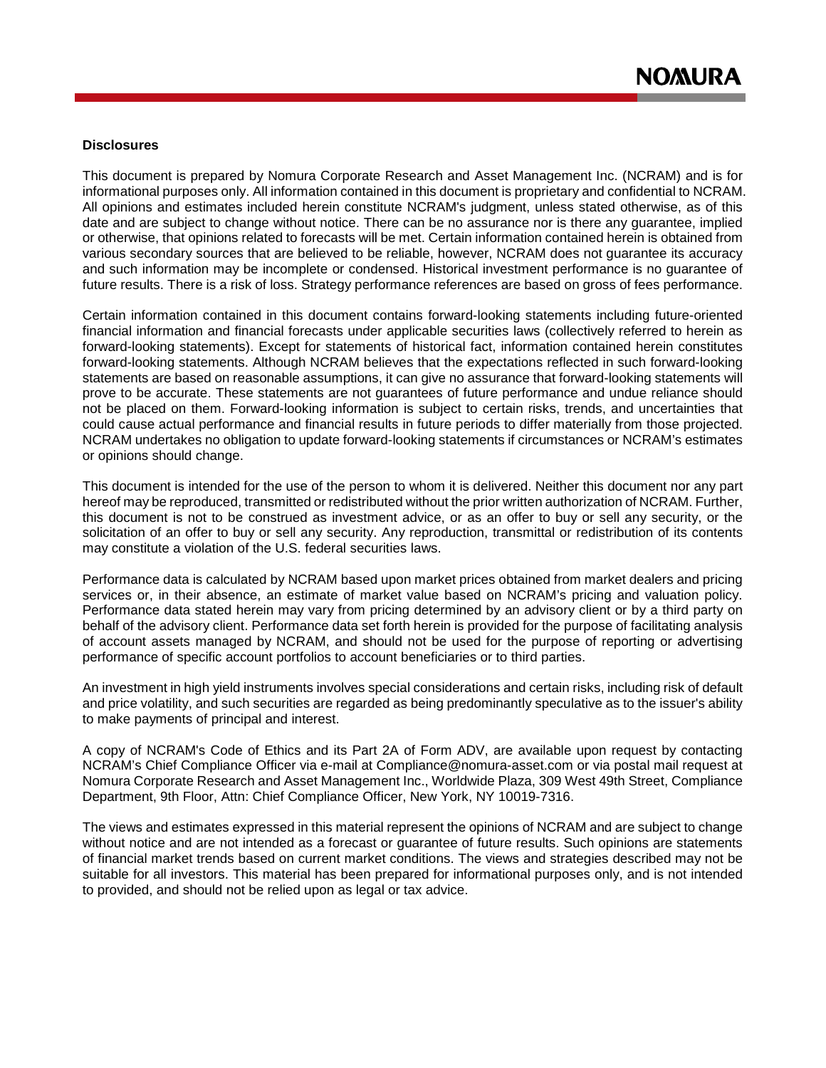**Disclosures**

This document is prepared by Nomura Corporate Research and Asset Management Inc. (NCRAM) and is for informational purposes only. All information contained in this document is proprietary and confidential to NCRAM. All opinions and estimates included herein constitute NCRAM's judgment, unless stated otherwise, as of this date and are subject to change without notice. There can be no assurance nor is there any guarantee, implied or otherwise, that opinions related to forecasts will be met. Certain information contained herein is obtained from various secondary sources that are believed to be reliable, however, NCRAM does not guarantee its accuracy and such information may be incomplete or condensed. Historical investment performance is no guarantee of future results. There is a risk of loss. Strategy performance references are based on gross of fees performance.

Certain information contained in this document contains forward-looking statements including future-oriented financial information and financial forecasts under applicable securities laws (collectively referred to herein as forward-looking statements). Except for statements of historical fact, information contained herein constitutes forward-looking statements. Although NCRAM believes that the expectations reflected in such forward-looking statements are based on reasonable assumptions, it can give no assurance that forward-looking statements will prove to be accurate. These statements are not guarantees of future performance and undue reliance should not be placed on them. Forward-looking information is subject to certain risks, trends, and uncertainties that could cause actual performance and financial results in future periods to differ materially from those projected. NCRAM undertakes no obligation to update forward-looking statements if circumstances or NCRAM's estimates or opinions should change.

This document is intended for the use of the person to whom it is delivered. Neither this document nor any part hereof may be reproduced, transmitted or redistributed without the prior written authorization of NCRAM. Further, this document is not to be construed as investment advice, or as an offer to buy or sell any security, or the solicitation of an offer to buy or sell any security. Any reproduction, transmittal or redistribution of its contents may constitute a violation of the U.S. federal securities laws.

Performance data is calculated by NCRAM based upon market prices obtained from market dealers and pricing services or, in their absence, an estimate of market value based on NCRAM's pricing and valuation policy. Performance data stated herein may vary from pricing determined by an advisory client or by a third party on behalf of the advisory client. Performance data set forth herein is provided for the purpose of facilitating analysis of account assets managed by NCRAM, and should not be used for the purpose of reporting or advertising performance of specific account portfolios to account beneficiaries or to third parties.

An investment in high yield instruments involves special considerations and certain risks, including risk of default and price volatility, and such securities are regarded as being predominantly speculative as to the issuer's ability to make payments of principal and interest.

A copy of NCRAM's Code of Ethics and its Part 2A of Form ADV, are available upon request by contacting NCRAM's Chief Compliance Officer via e-mail at Compliance@nomura-asset.com or via postal mail request at Nomura Corporate Research and Asset Management Inc., Worldwide Plaza, 309 West 49th Street, Compliance Department, 9th Floor, Attn: Chief Compliance Officer, New York, NY 10019-7316.

The views and estimates expressed in this material represent the opinions of NCRAM and are subject to change without notice and are not intended as a forecast or guarantee of future results. Such opinions are statements of financial market trends based on current market conditions. The views and strategies described may not be suitable for all investors. This material has been prepared for informational purposes only, and is not intended to provided, and should not be relied upon as legal or tax advice.